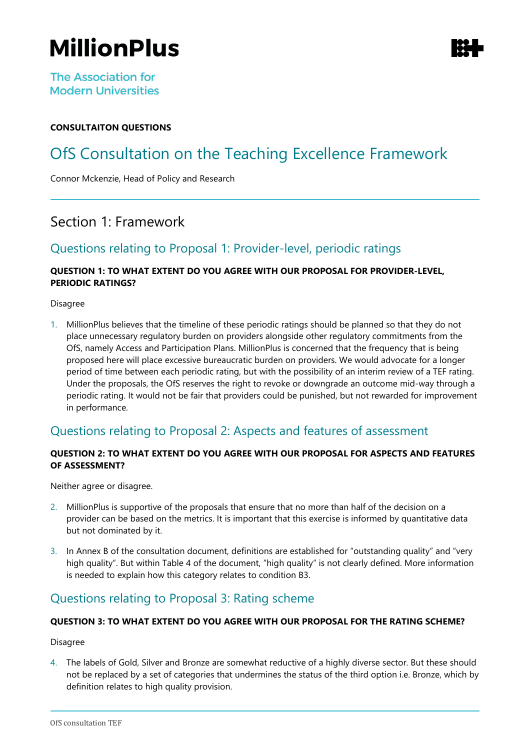# MillionPlus

The Association for Modern Universities

**CONSULTAITON QUESTIONS**

# OfS Consultation on the Teaching Excellence Framework

Connor Mckenzie, Head of Policy and Research

## Section 1: Framework

### Questions relating to Proposal 1: Provider-level, periodic ratings

**QUESTION 1: TO WHAT EXTENT DO YOU AGREE WITH OUR PROPOSAL FOR PROVIDER-LEVEL, PERIODIC RATINGS?**

Disagree

1. MillionPlus believes that the timeline of these periodic ratings should be planned so that they do not place unnecessary regulatory burden on providers alongside other regulatory commitments from the OfS, namely Access and Participation Plans. MillionPlus is concerned that the frequency that is being proposed here will place excessive bureaucratic burden on providers. We would advocate for a longer period of time between each periodic rating, but with the possibility of an interim review of a TEF rating. Under the proposals, the OfS reserves the right to revoke or downgrade an outcome mid-way through a periodic rating. It would not be fair that providers could be punished, but not rewarded for improvement in performance.

### Questions relating to Proposal 2: Aspects and features of assessment

**QUESTION 2: TO WHAT EXTENT DO YOU AGREE WITH OUR PROPOSAL FOR ASPECTS AND FEATURES OF ASSESSMENT?**

Neither agree or disagree.

2. MillionPlus is supportive of the proposals that ensure that no more than half of the decision on a provider can be based on the metrics. It is important that this exercise is informed by quantitative data but not dominated by it.

3. In Annex B of the consultation document, definitions are established for "outstanding quality" and "very high quality". But within Table 4 of the document, "high quality" is not clearly defined. More information is needed to explain how this category relates to condition B3.

### Questions relating to Proposal 3: Rating scheme

**QUESTION 3: TO WHAT EXTENT DO YOU AGREE WITH OUR PROPOSAL FOR THE RATING SCHEME?**

Disagree

4. The labels of Gold, Silver and Bronze are somewhat reductive of a highly diverse sector. But these should not be replaced by a set of categories that undermines the status of the third option i.e. Bronze, which by definition relates to high quality provision.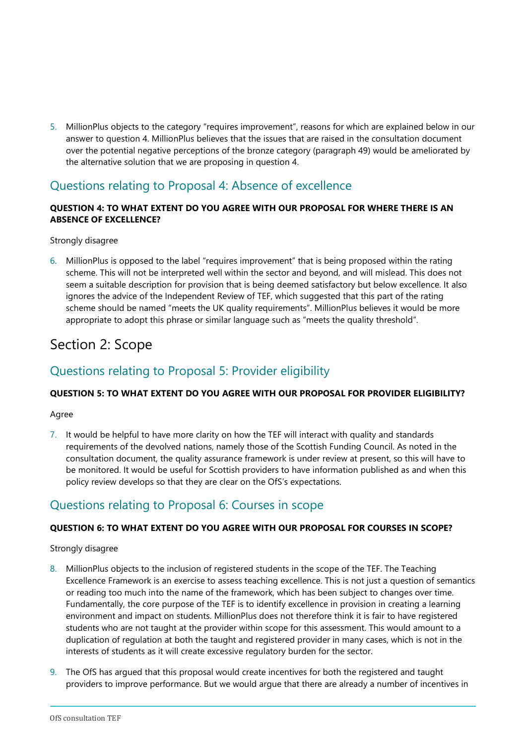5. MillionPlus objects to the category "requires improvement", reasons for which are explained below in our answer to question 4. MillionPlus believes that the issues that are raised in the consultation document over the potential negative perceptions of the bronze category (paragraph 49) would be ameliorated by the alternative solution that we are proposing in question 4.

## Questions relating to Proposal 4: Absence of excellence

**QUESTION 4: TO WHAT EXTENT DO YOU AGREE WITH OUR PROPOSAL FOR WHERE THERE IS AN ABSENCE OF EXCELLENCE?**

Strongly disagree

6. MillionPlus is opposed to the label "requires improvement" that is being proposed within the rating scheme. This will not be interpreted well within the sector and beyond, and will mislead. This does not seem a suitable description for provision that is being deemed satisfactory but below excellence. It also ignores the advice of the Independent Review of TEF, which suggested that this part of the rating scheme should be named "meets the UK quality requirements". MillionPlus believes it would be more appropriate to adopt this phrase or similar language such as "meets the quality threshold".

# Section 2: Scope

## Questions relating to Proposal 5: Provider eligibility

**QUESTION 5: TO WHAT EXTENT DO YOU AGREE WITH OUR PROPOSAL FOR PROVIDER ELIGIBILITY?**

Agree

7. It would be helpful to have more clarity on how the TEF will interact with quality and standards requirements of the devolved nations, namely those of the Scottish Funding Council. As noted in the consultation document, the quality assurance framework is under review at present, so this will have to be monitored. It would be useful for Scottish providers to have information published as and when this policy review develops so that they are clear on the OfS's expectations.

## Questions relating to Proposal 6: Courses in scope

**QUESTION 6: TO WHAT EXTENT DO YOU AGREE WITH OUR PROPOSAL FOR COURSES IN SCOPE?**

Strongly disagree

8. MillionPlus objects to the inclusion of registered students in the scope of the TEF. The Teaching Excellence Framework is an exercise to assess teaching excellence. This is not just a question of semantics or reading too much into the name of the framework, which has been subject to changes over time. Fundamentally, the core purpose of the TEF is to identify excellence in provision in creating a learning environment and impact on students. MillionPlus does not therefore think it is fair to have registered students who are not taught at the provider within scope for this assessment. This would amount to a duplication of regulation at both the taught and registered provider in many cases, which is not in the interests of students as it will create excessive regulatory burden for the sector.

9. The OfS has argued that this proposal would create incentives for both the registered and taught providers to improve performance. But we would argue that there are already a number of incentives in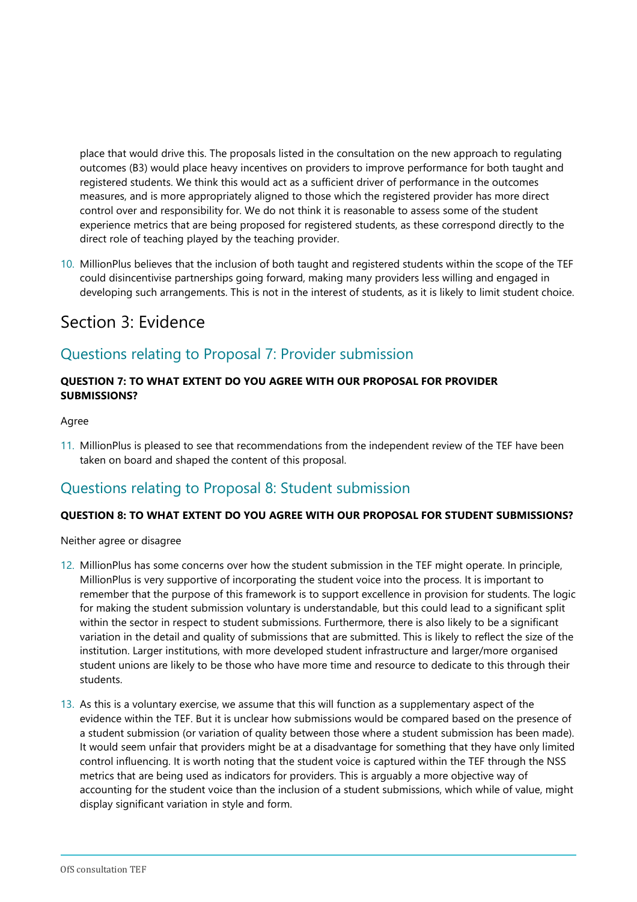place that would drive this. The proposals listed in the consultation on the new approach to regulating outcomes (B3) would place heavy incentives on providers to improve performance for both taught and registered students. We think this would act as a sufficient driver of performance in the outcomes measures, and is more appropriately aligned to those which the registered provider has more direct control over and responsibility for. We do not think it is reasonable to assess some of the student experience metrics that are being proposed for registered students, as these correspond directly to the direct role of teaching played by the teaching provider.

10. MillionPlus believes that the inclusion of both taught and registered students within the scope of the TEF could disincentivise partnerships going forward, making many providers less willing and engaged in developing such arrangements. This is not in the interest of students, as it is likely to limit student choice.

# Section 3: Evidence

## Questions relating to Proposal 7: Provider submission

**QUESTION 7: TO WHAT EXTENT DO YOU AGREE WITH OUR PROPOSAL FOR PROVIDER SUBMISSIONS?**

Agree

11. MillionPlus is pleased to see that recommendations from the independent review of the TEF have been taken on board and shaped the content of this proposal.

## Questions relating to Proposal 8: Student submission

**QUESTION 8: TO WHAT EXTENT DO YOU AGREE WITH OUR PROPOSAL FOR STUDENT SUBMISSIONS?**

Neither agree or disagree

12. MillionPlus has some concerns over how the student submission in the TEF might operate. In principle, MillionPlus is very supportive of incorporating the student voice into the process. It is important to remember that the purpose of this framework is to support excellence in provision for students. The logic for making the student submission voluntary is understandable, but this could lead to a significant split within the sector in respect to student submissions. Furthermore, there is also likely to be a significant variation in the detail and quality of submissions that are submitted. This is likely to reflect the size of the institution. Larger institutions, with more developed student infrastructure and larger/more organised student unions are likely to be those who have more time and resource to dedicate to this through their students.

13. As this is a voluntary exercise, we assume that this will function as a supplementary aspect of the evidence within the TEF. But it is unclear how submissions would be compared based on the presence of a student submission (or variation of quality between those where a student submission has been made). It would seem unfair that providers might be at a disadvantage for something that they have only limited control influencing. It is worth noting that the student voice is captured within the TEF through the NSS metrics that are being used as indicators for providers. This is arguably a more objective way of accounting for the student voice than the inclusion of a student submissions, which while of value, might display significant variation in style and form.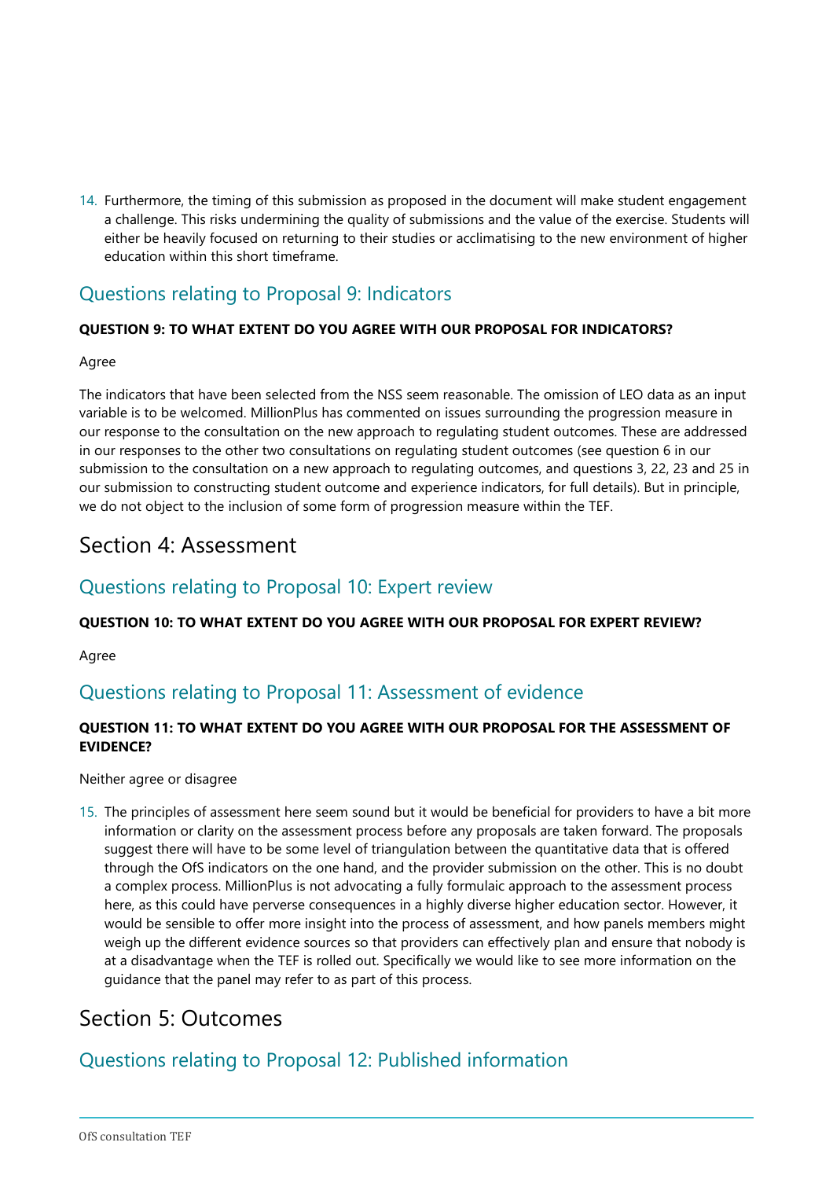14. Furthermore, the timing of this submission as proposed in the document will make student engagement a challenge. This risks undermining the quality of submissions and the value of the exercise. Students will either be heavily focused on returning to their studies or acclimatising to the new environment of higher education within this short timeframe.

## Questions relating to Proposal 9: Indicators

**QUESTION 9: TO WHAT EXTENT DO YOU AGREE WITH OUR PROPOSAL FOR INDICATORS?**

Agree

The indicators that have been selected from the NSS seem reasonable. The omission of LEO data as an input variable is to be welcomed. MillionPlus has commented on issues surrounding the progression measure in our response to the consultation on the new approach to regulating student outcomes. These are addressed in our responses to the other two consultations on regulating student outcomes (see question 6 in our submission to the consultation on a new approach to regulating outcomes, and questions 3, 22, 23 and 25 in our submission to constructing student outcome and experience indicators, for full details). But in principle, we do not object to the inclusion of some form of progression measure within the TEF.

# Section 4: Assessment

## Questions relating to Proposal 10: Expert review

**QUESTION 10: TO WHAT EXTENT DO YOU AGREE WITH OUR PROPOSAL FOR EXPERT REVIEW?**

Agree

## Questions relating to Proposal 11: Assessment of evidence

**QUESTION 11: TO WHAT EXTENT DO YOU AGREE WITH OUR PROPOSAL FOR THE ASSESSMENT OF EVIDENCE?**

Neither agree or disagree

15. The principles of assessment here seem sound but it would be beneficial for providers to have a bit more information or clarity on the assessment process before any proposals are taken forward. The proposals suggest there will have to be some level of triangulation between the quantitative data that is offered through the OfS indicators on the one hand, and the provider submission on the other. This is no doubt a complex process. MillionPlus is not advocating a fully formulaic approach to the assessment process here, as this could have perverse consequences in a highly diverse higher education sector. However, it would be sensible to offer more insight into the process of assessment, and how panels members might weigh up the different evidence sources so that providers can effectively plan and ensure that nobody is at a disadvantage when the TEF is rolled out. Specifically we would like to see more information on the guidance that the panel may refer to as part of this process.

# Section 5: Outcomes

## Questions relating to Proposal 12: Published information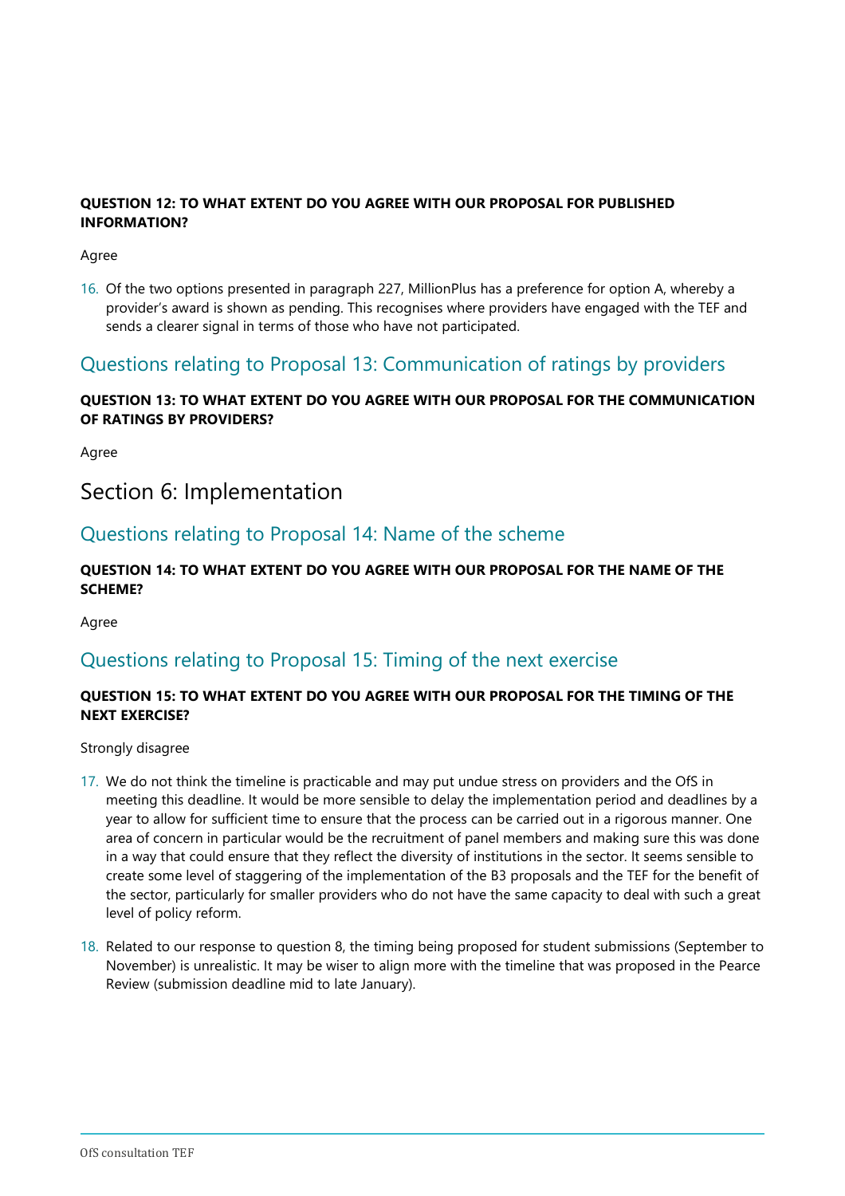**QUESTION 12: TO WHAT EXTENT DO YOU AGREE WITH OUR PROPOSAL FOR PUBLISHED INFORMATION?**

Agree

16. Of the two options presented in paragraph 227, MillionPlus has a preference for option A, whereby a provider's award is shown as pending. This recognises where providers have engaged with the TEF and sends a clearer signal in terms of those who have not participated.

### Questions relating to Proposal 13: Communication of ratings by providers

**QUESTION 13: TO WHAT EXTENT DO YOU AGREE WITH OUR PROPOSAL FOR THE COMMUNICATION OF RATINGS BY PROVIDERS?**

Agree

## Section 6: Implementation

### Questions relating to Proposal 14: Name of the scheme

**QUESTION 14: TO WHAT EXTENT DO YOU AGREE WITH OUR PROPOSAL FOR THE NAME OF THE SCHEME?**

Agree

### Questions relating to Proposal 15: Timing of the next exercise

**QUESTION 15: TO WHAT EXTENT DO YOU AGREE WITH OUR PROPOSAL FOR THE TIMING OF THE NEXT EXERCISE?**

Strongly disagree

17. We do not think the timeline is practicable and may put undue stress on providers and the OfS in meeting this deadline. It would be more sensible to delay the implementation period and deadlines by a year to allow for sufficient time to ensure that the process can be carried out in a rigorous manner. One area of concern in particular would be the recruitment of panel members and making sure this was done in a way that could ensure that they reflect the diversity of institutions in the sector. It seems sensible to create some level of staggering of the implementation of the B3 proposals and the TEF for the benefit of the sector, particularly for smaller providers who do not have the same capacity to deal with such a great level of policy reform.

18. Related to our response to question 8, the timing being proposed for student submissions (September to November) is unrealistic. It may be wiser to align more with the timeline that was proposed in the Pearce Review (submission deadline mid to late January).